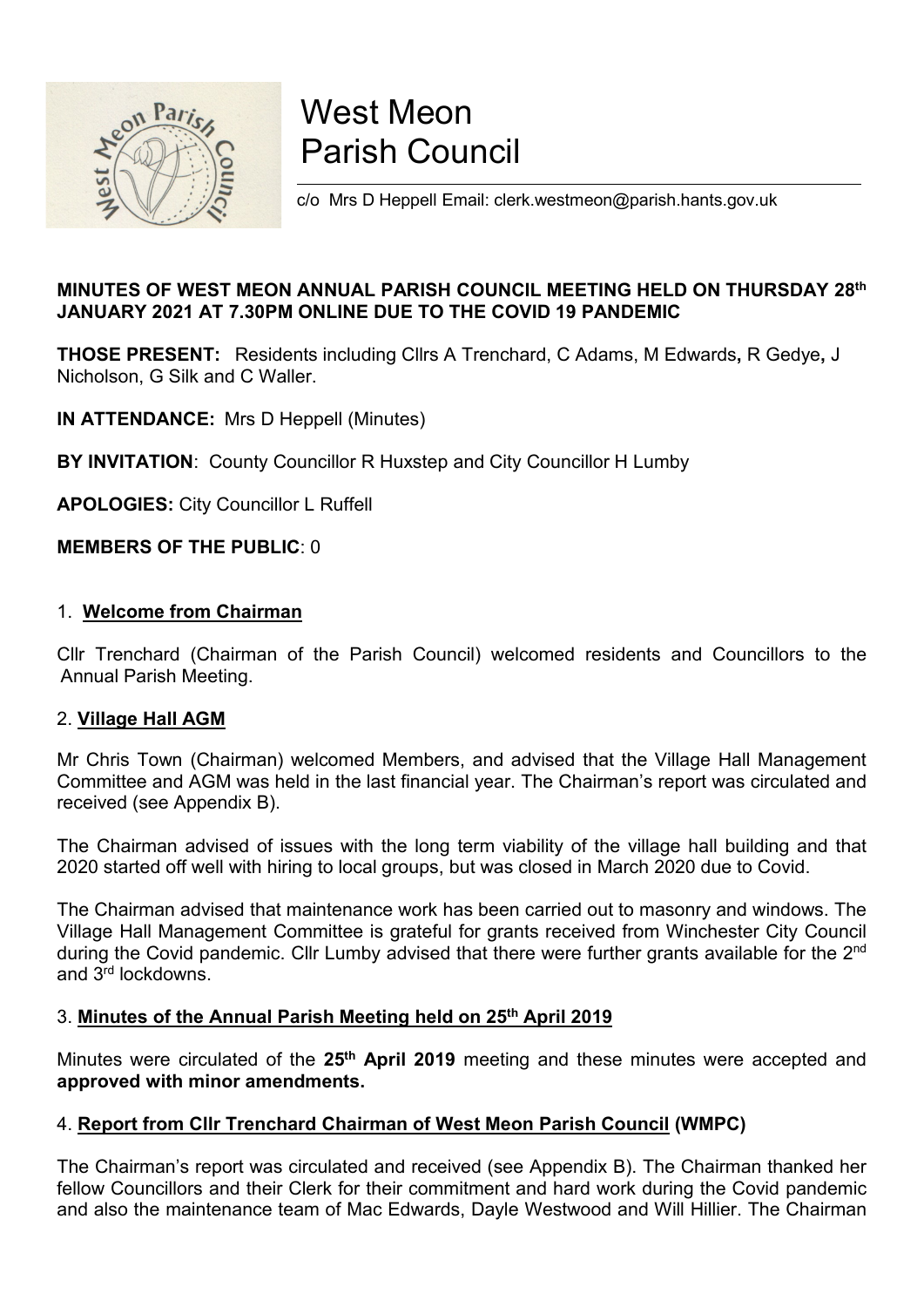# West Meon Parish Council

c/o Mrs D Heppell Email: clerk.westmeon@parish.hants.gov.uk

**MINUTES OF WEST MEON ANNUAL PARISH COUNCIL MEETING HELD ON THURSDAY 28th JANUARY 2021 AT 7.30PM ONLINE DUE TO THE COVID 19 PANDEMIC**

**THOSE PRESENT:** Residents including Cllrs A Trenchard, C Adams, M Edwards**,** R Gedye**,** J Nicholson, G Silk and C Waller.

**IN ATTENDANCE:** Mrs D Heppell (Minutes)

**BY INVITATION**: County Councillor R Huxstep and City Councillor H Lumby

**APOLOGIES:** City Councillor L Ruffell

**MEMBERS OF THE PUBLIC**: 0

## 1. Welcome from Chairman

Cllr Trenchard (Chairman of the Parish Council) welcomed residents and Councillors to the Annual Parish Meeting.

## 2. Village Hall AGM

Mr Chris Town (Chairman) welcomed Members, and advised that the Village Hall Management Committee and AGM was held in the last financial year. The Chairman's report was circulated and received (see Appendix B).

The Chairman advised of issues with the long term viability of the village hall building and that 2020 started off well with hiring to local groups, but was closed in March 2020 due to Covid.

The Chairman advised that maintenance work has been carried out to masonry and windows. The Village Hall Management Committee is grateful for grants received from Winchester City Council during the Covid pandemic. Cllr Lumby advised that there were further grants available for the 2nd and 3rd lockdowns.

## 3. Minutes of the Annual Parish Meeting held on 25th April 2019

Minutes were circulated of the **25th April 2019** meeting and these minutes were accepted and **approved with minor amendments.**

## 4. Report from Cllr Trenchard Chairman of West Meon Parish Council (WMPC)

The Chairman's report was circulated and received (see Appendix B). The Chairman thanked her fellow Councillors and their Clerk for their commitment and hard work during the Covid pandemic and also the maintenance team of Mac Edwards, Dayle Westwood and Will Hillier. The Chairman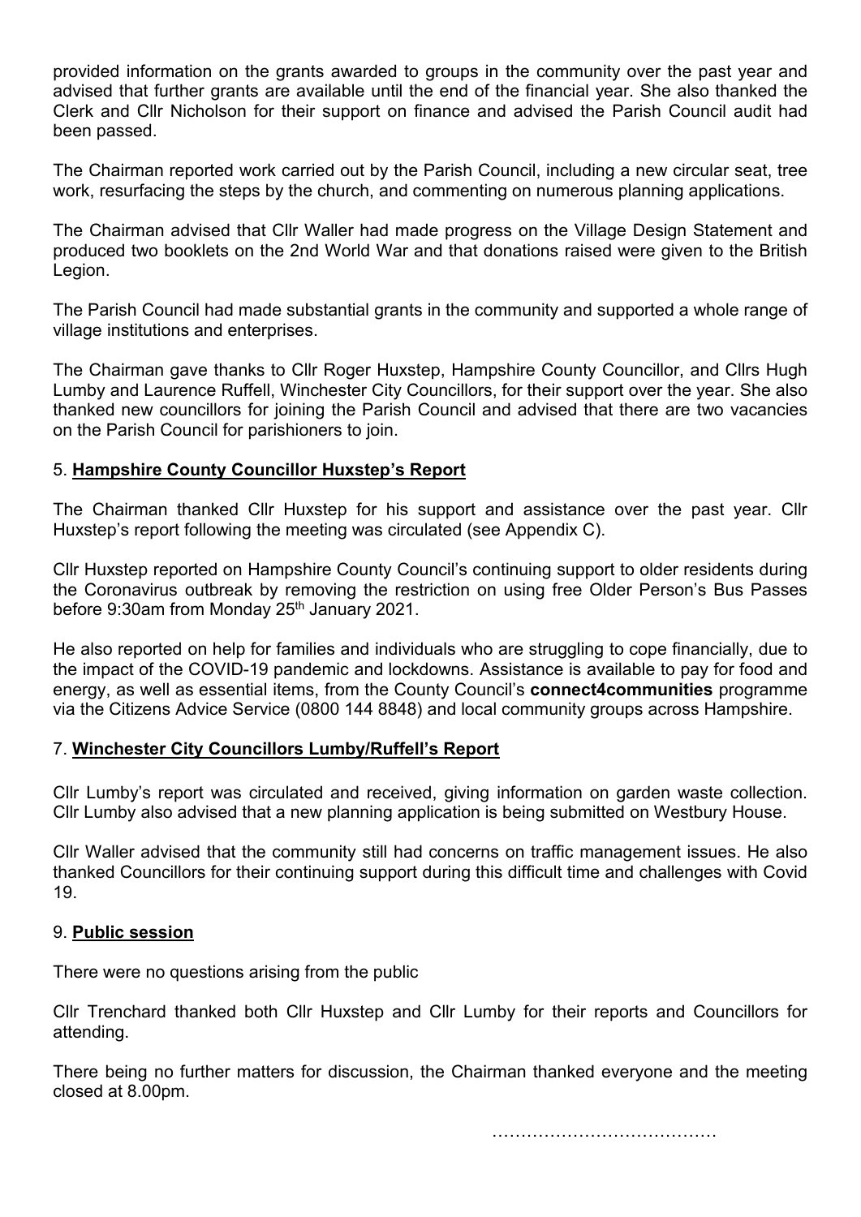provided information on the grants awarded to groups in the community over the past year and advised that further grants are available until the end of the financial year. She also thanked the Clerk and Cllr Nicholson for their support on finance and advised the Parish Council audit had been passed.

The Chairman reported work carried out by the Parish Council, including a new circular seat, tree work, resurfacing the steps by the church, and commenting on numerous planning applications.

The Chairman advised that Cllr Waller had made progress on the Village Design Statement and produced two booklets on the 2nd World War and that donations raised were given to the British Legion.

The Parish Council had made substantial grants in the community and supported a whole range of village institutions and enterprises.

The Chairman gave thanks to Cllr Roger Huxstep, Hampshire County Councillor, and Cllrs Hugh Lumby and Laurence Ruffell, Winchester City Councillors, for their support over the year. She also thanked new councillors for joining the Parish Council and advised that there are two vacancies on the Parish Council for parishioners to join.

5. **Hampshire County Councillor Huxstep's Report**

The Chairman thanked Cllr Huxstep for his support and assistance over the past year. Cllr Huxstep's report following the meeting was circulated (see Appendix C).

Cllr Huxstep reported on Hampshire County Council's continuing support to older residents during the Coronavirus outbreak by removing the restriction on using free Older Person's Bus Passes before 9:30am from Monday 25th January 2021.

He also reported on help for families and individuals who are struggling to cope financially, due to the impact of the COVID-19 pandemic and lockdowns. Assistance is available to pay for food and energy, as well as essential items, from the County Council's **connect4communities** programme via the Citizens Advice Service (0800 144 8848) and local community groups across Hampshire.

7. **Winchester City Councillors Lumby/Ruffell's Report**

Cllr Lumby's report was circulated and received, giving information on garden waste collection. Cllr Lumby also advised that a new planning application is being submitted on Westbury House.

Cllr Waller advised that the community still had concerns on traffic management issues. He also thanked Councillors for their continuing support during this difficult time and challenges with Covid 19.

9. **Public session**

There were no questions arising from the public

Cllr Trenchard thanked both Cllr Huxstep and Cllr Lumby for their reports and Councillors for attending.

There being no further matters for discussion, the Chairman thanked everyone and the meeting closed at 8.00pm.

…………………………………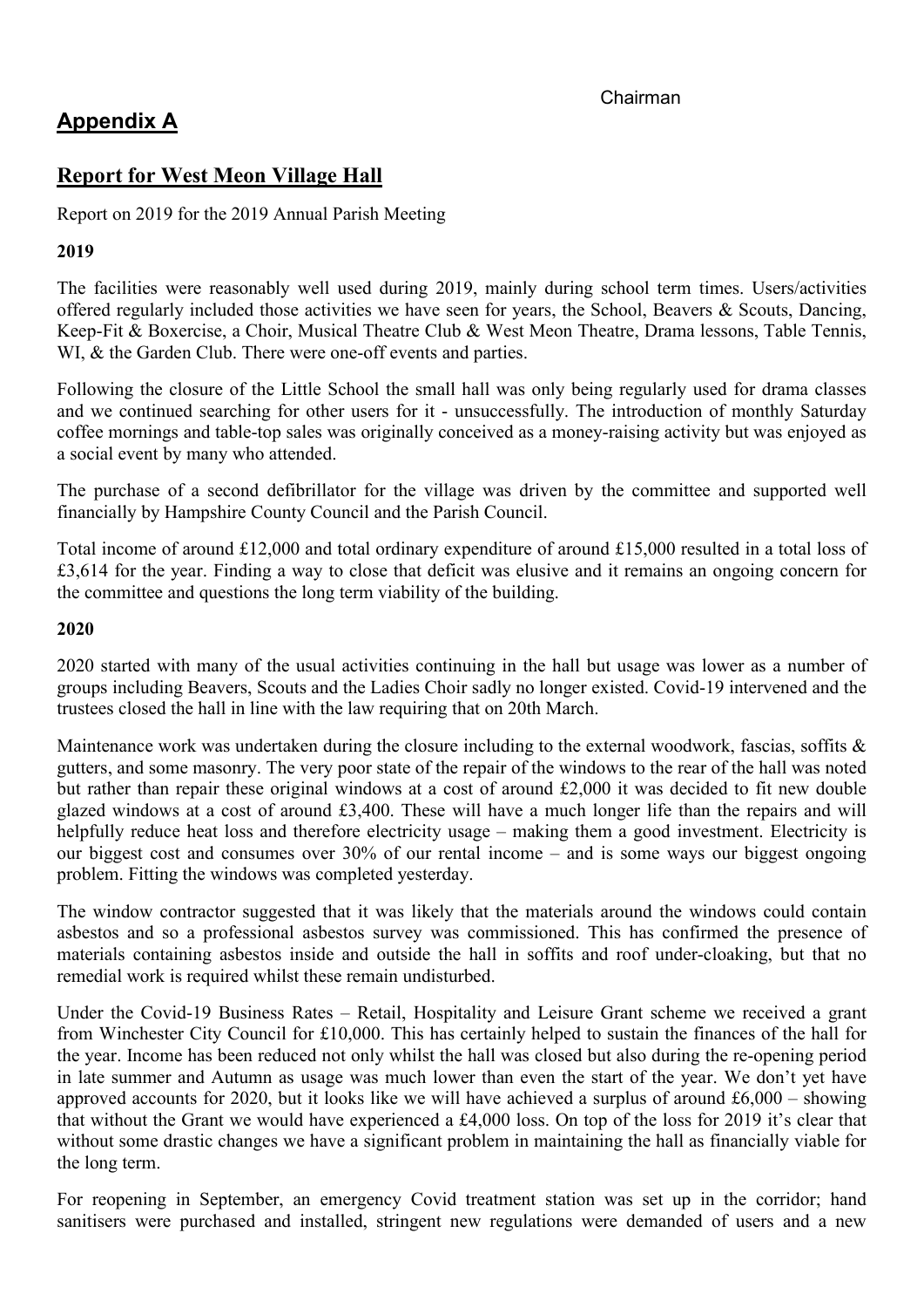Chairman

## Appendix A

## Report for West Meon Village Hall

Report on 2019 for the 2019 Annual Parish Meeting

**2019**

The facilities were reasonably well used during 2019, mainly during school term times. Users/activities offered regularly included those activities we have seen for years, the School, Beavers & Scouts, Dancing, Keep-Fit & Boxercise, a Choir, Musical Theatre Club & West Meon Theatre, Drama lessons, Table Tennis, WI, & the Garden Club. There were one-off events and parties.

Following the closure of the Little School the small hall was only being regularly used for drama classes and we continued searching for other users for it - unsuccessfully. The introduction of monthly Saturday coffee mornings and table-top sales was originally conceived as a money-raising activity but was enjoyed as a social event by many who attended.

The purchase of a second defibrillator for the village was driven by the committee and supported well financially by Hampshire County Council and the Parish Council.

Total income of around £12,000 and total ordinary expenditure of around £15,000 resulted in a total loss of £3,614 for the year. Finding a way to close that deficit was elusive and it remains an ongoing concern for the committee and questions the long term viability of the building.

**2020**

2020 started with many of the usual activities continuing in the hall but usage was lower as a number of groups including Beavers, Scouts and the Ladies Choir sadly no longer existed. Covid-19 intervened and the trustees closed the hall in line with the law requiring that on 20th March.

Maintenance work was undertaken during the closure including to the external woodwork, fascias, soffits & gutters, and some masonry. The very poor state of the repair of the windows to the rear of the hall was noted but rather than repair these original windows at a cost of around £2,000 it was decided to fit new double glazed windows at a cost of around £3,400. These will have a much longer life than the repairs and will helpfully reduce heat loss and therefore electricity usage – making them a good investment. Electricity is our biggest cost and consumes over 30% of our rental income – and is some ways our biggest ongoing problem. Fitting the windows was completed yesterday.

The window contractor suggested that it was likely that the materials around the windows could contain asbestos and so a professional asbestos survey was commissioned. This has confirmed the presence of materials containing asbestos inside and outside the hall in soffits and roof under-cloaking, but that no remedial work is required whilst these remain undisturbed.

Under the Covid-19 Business Rates – Retail, Hospitality and Leisure Grant scheme we received a grant from Winchester City Council for £10,000. This has certainly helped to sustain the finances of the hall for the year. Income has been reduced not only whilst the hall was closed but also during the re-opening period in late summer and Autumn as usage was much lower than even the start of the year. We don't yet have approved accounts for 2020, but it looks like we will have achieved a surplus of around £6,000 – showing that without the Grant we would have experienced a £4,000 loss. On top of the loss for 2019 it's clear that without some drastic changes we have a significant problem in maintaining the hall as financially viable for the long term.

For reopening in September, an emergency Covid treatment station was set up in the corridor; hand sanitisers were purchased and installed, stringent new regulations were demanded of users and a new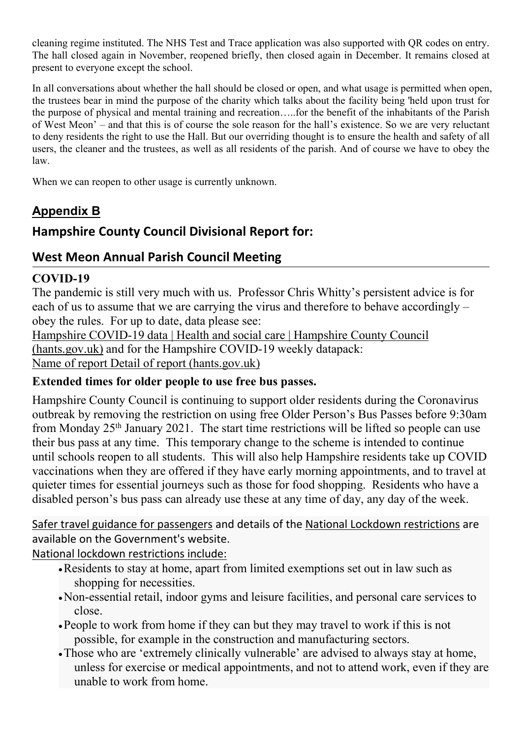cleaning regime instituted. The NHS Test and Trace application was also supported with QR codes on entry. The hall closed again in November, reopened briefly, then closed again in December. It remains closed at present to everyone except the school.

In all conversations about whether the hall should be closed or open, and what usage is permitted when open, the trustees bear in mind the purpose of the charity which talks about the facility being 'held upon trust for the purpose of physical and mental training and recreation…..for the benefit of the inhabitants of the Parish of West Meon' – and that this is of course the sole reason for the hall's existence. So we are very reluctant to deny residents the right to use the Hall. But our overriding thought is to ensure the health and safety of all users, the cleaner and the trustees, as well as all residents of the parish. And of course we have to obey the law.

When we can reopen to other usage is currently unknown.

## Appendix B

## Hampshire County Council Divisional Report for:

## West Meon Annual Parish Council Meeting

### COVID-19

The pandemic is still very much with us. Professor Chris Whitty's persistent advice is for each of us to assume that we are carrying the virus and therefore to behave accordingly – obey the rules. For up to date, data please see:
Hampshire COVID-19 data | Health and social care | Hampshire County Council (hants.gov.uk) and for the Hampshire COVID-19 weekly datapack:
Name of report Detail of report (hants.gov.uk)

### Extended times for older people to use free bus passes.

Hampshire County Council is continuing to support older residents during the Coronavirus outbreak by removing the restriction on using free Older Person's Bus Passes before 9:30am from Monday 25th January 2021. The start time restrictions will be lifted so people can use their bus pass at any time. This temporary change to the scheme is intended to continue until schools reopen to all students. This will also help Hampshire residents take up COVID vaccinations when they are offered if they have early morning appointments, and to travel at quieter times for essential journeys such as those for food shopping. Residents who have a disabled person's bus pass can already use these at any time of day, any day of the week.

Safer travel guidance for passengers and details of the National Lockdown restrictions are available on the Government's website.
National lockdown restrictions include:

- Residents to stay at home, apart from limited exemptions set out in law such as shopping for necessities.
- Non-essential retail, indoor gyms and leisure facilities, and personal care services to close.
- People to work from home if they can but they may travel to work if this is not possible, for example in the construction and manufacturing sectors.
- Those who are 'extremely clinically vulnerable' are advised to always stay at home, unless for exercise or medical appointments, and not to attend work, even if they are unable to work from home.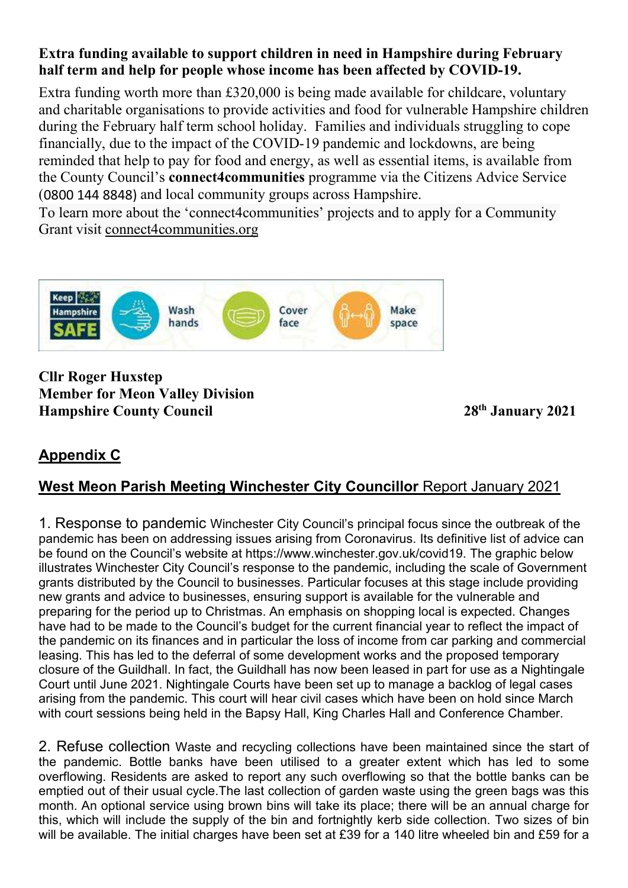**Extra funding available to support children in need in Hampshire during February half term and help for people whose income has been affected by COVID-19.**

Extra funding worth more than £320,000 is being made available for childcare, voluntary and charitable organisations to provide activities and food for vulnerable Hampshire children during the February half term school holiday. Families and individuals struggling to cope financially, due to the impact of the COVID-19 pandemic and lockdowns, are being reminded that help to pay for food and energy, as well as essential items, is available from the County Council's **connect4communities** programme via the Citizens Advice Service (0800 144 8848) and local community groups across Hampshire.

To learn more about the 'connect4communities' projects and to apply for a Community Grant visit connect4communities.org

Keep Hampshire SAFE — Wash hands — Cover face — Make space

**Cllr Roger Huxstep**
**Member for Meon Valley Division**
**Hampshire County Council** **28th January 2021**

## Appendix C

## West Meon Parish Meeting Winchester City Councillor Report January 2021

1. Response to pandemic Winchester City Council's principal focus since the outbreak of the pandemic has been on addressing issues arising from Coronavirus. Its definitive list of advice can be found on the Council's website at https://www.winchester.gov.uk/covid19. The graphic below illustrates Winchester City Council's response to the pandemic, including the scale of Government grants distributed by the Council to businesses. Particular focuses at this stage include providing new grants and advice to businesses, ensuring support is available for the vulnerable and preparing for the period up to Christmas. An emphasis on shopping local is expected. Changes have had to be made to the Council's budget for the current financial year to reflect the impact of the pandemic on its finances and in particular the loss of income from car parking and commercial leasing. This has led to the deferral of some development works and the proposed temporary closure of the Guildhall. In fact, the Guildhall has now been leased in part for use as a Nightingale Court until June 2021. Nightingale Courts have been set up to manage a backlog of legal cases arising from the pandemic. This court will hear civil cases which have been on hold since March with court sessions being held in the Bapsy Hall, King Charles Hall and Conference Chamber.

2. Refuse collection Waste and recycling collections have been maintained since the start of the pandemic. Bottle banks have been utilised to a greater extent which has led to some overflowing. Residents are asked to report any such overflowing so that the bottle banks can be emptied out of their usual cycle.The last collection of garden waste using the green bags was this month. An optional service using brown bins will take its place; there will be an annual charge for this, which will include the supply of the bin and fortnightly kerb side collection. Two sizes of bin will be available. The initial charges have been set at £39 for a 140 litre wheeled bin and £59 for a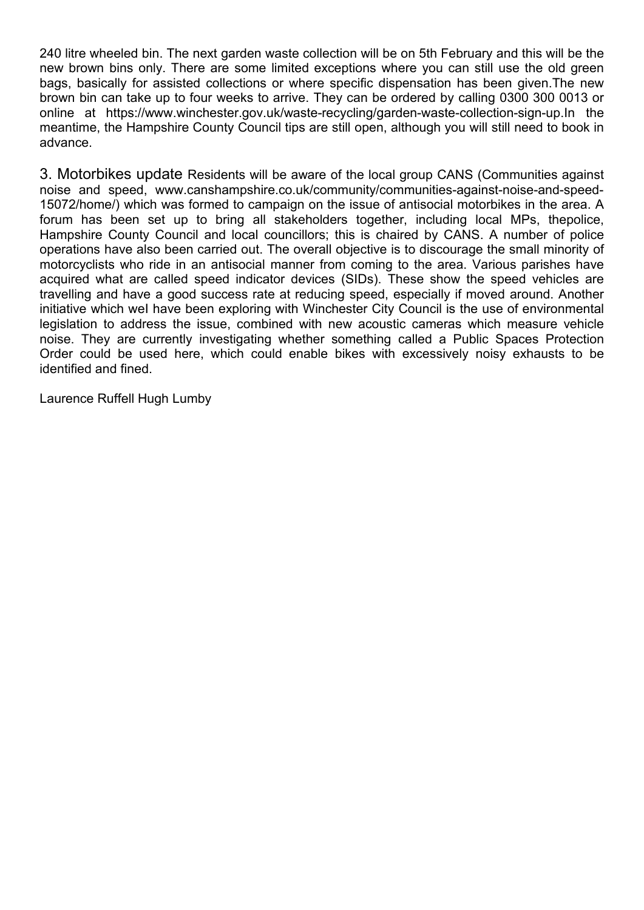240 litre wheeled bin. The next garden waste collection will be on 5th February and this will be the new brown bins only. There are some limited exceptions where you can still use the old green bags, basically for assisted collections or where specific dispensation has been given.The new brown bin can take up to four weeks to arrive. They can be ordered by calling 0300 300 0013 or online at https://www.winchester.gov.uk/waste-recycling/garden-waste-collection-sign-up.In the meantime, the Hampshire County Council tips are still open, although you will still need to book in advance.

### 3. Motorbikes update

Residents will be aware of the local group CANS (Communities against noise and speed, www.canshampshire.co.uk/community/communities-against-noise-and-speed-15072/home/) which was formed to campaign on the issue of antisocial motorbikes in the area. A forum has been set up to bring all stakeholders together, including local MPs, thepolice, Hampshire County Council and local councillors; this is chaired by CANS. A number of police operations have also been carried out. The overall objective is to discourage the small minority of motorcyclists who ride in an antisocial manner from coming to the area. Various parishes have acquired what are called speed indicator devices (SIDs). These show the speed vehicles are travelling and have a good success rate at reducing speed, especially if moved around. Another initiative which weI have been exploring with Winchester City Council is the use of environmental legislation to address the issue, combined with new acoustic cameras which measure vehicle noise. They are currently investigating whether something called a Public Spaces Protection Order could be used here, which could enable bikes with excessively noisy exhausts to be identified and fined.

Laurence Ruffell Hugh Lumby